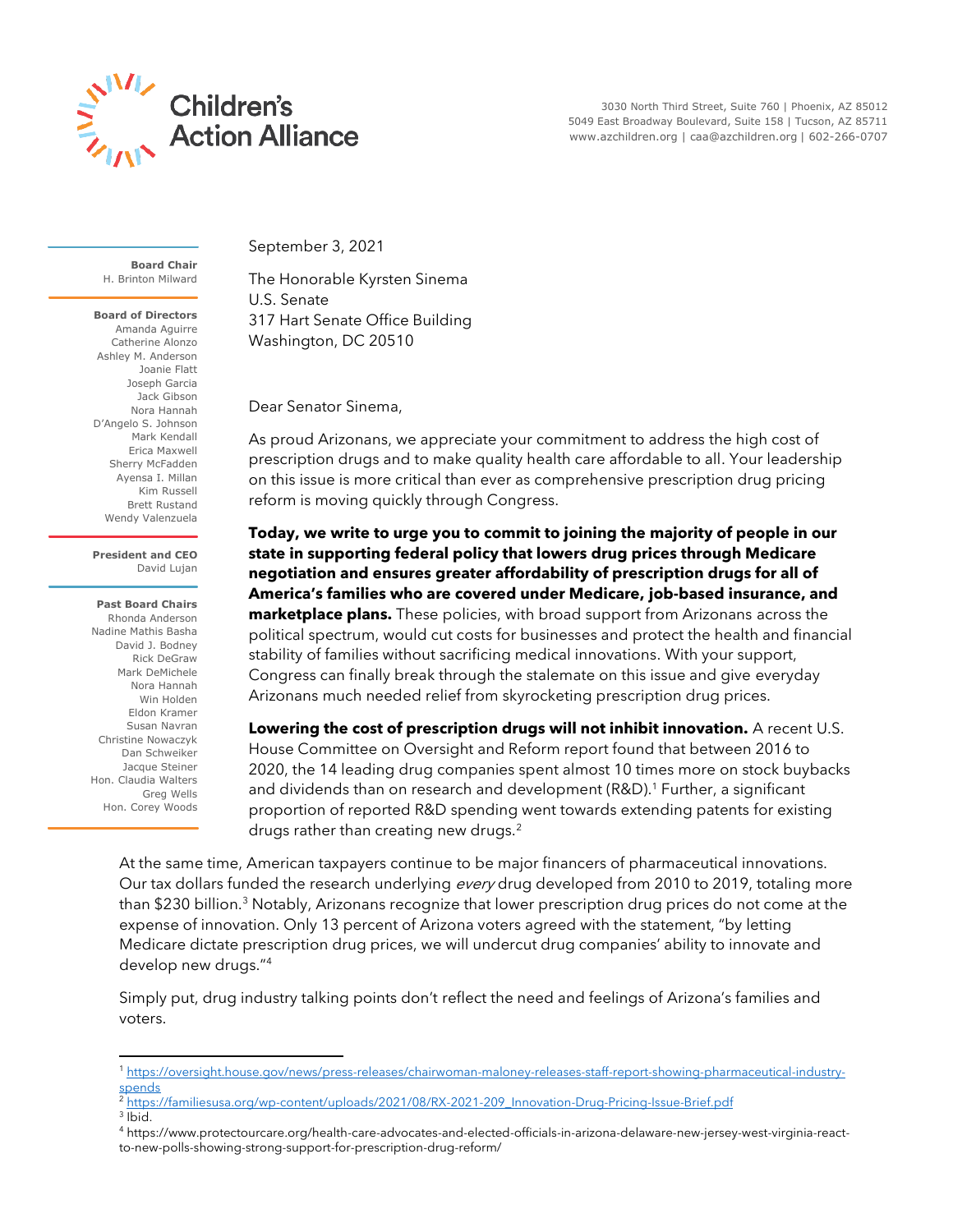# Children's Action Alliance

3030 North Third Street, Suite 760 | Phoenix, AZ 85012
5049 East Broadway Boulevard, Suite 158 | Tucson, AZ 85711
www.azchildren.org | caa@azchildren.org | 602-266-0707

**Board Chair**
H. Brinton Milward

**Board of Directors**
Amanda Aguirre
Catherine Alonzo
Ashley M. Anderson
Joanie Flatt
Joseph Garcia
Jack Gibson
Nora Hannah
D'Angelo S. Johnson
Mark Kendall
Erica Maxwell
Sherry McFadden
Ayensa I. Millan
Kim Russell
Brett Rustand
Wendy Valenzuela

**President and CEO**
David Lujan

**Past Board Chairs**
Rhonda Anderson
Nadine Mathis Basha
David J. Bodney
Rick DeGraw
Mark DeMichele
Nora Hannah
Win Holden
Eldon Kramer
Susan Navran
Christine Nowaczyk
Dan Schweiker
Jacque Steiner
Hon. Claudia Walters
Greg Wells
Hon. Corey Woods

September 3, 2021

The Honorable Kyrsten Sinema
U.S. Senate
317 Hart Senate Office Building
Washington, DC 20510

Dear Senator Sinema,

As proud Arizonans, we appreciate your commitment to address the high cost of prescription drugs and to make quality health care affordable to all. Your leadership on this issue is more critical than ever as comprehensive prescription drug pricing reform is moving quickly through Congress.

**Today, we write to urge you to commit to joining the majority of people in our state in supporting federal policy that lowers drug prices through Medicare negotiation and ensures greater affordability of prescription drugs for all of America's families who are covered under Medicare, job-based insurance, and marketplace plans.** These policies, with broad support from Arizonans across the political spectrum, would cut costs for businesses and protect the health and financial stability of families without sacrificing medical innovations. With your support, Congress can finally break through the stalemate on this issue and give everyday Arizonans much needed relief from skyrocketing prescription drug prices.

**Lowering the cost of prescription drugs will not inhibit innovation.** A recent U.S. House Committee on Oversight and Reform report found that between 2016 to 2020, the 14 leading drug companies spent almost 10 times more on stock buybacks and dividends than on research and development (R&D).[1] Further, a significant proportion of reported R&D spending went towards extending patents for existing drugs rather than creating new drugs.[2]

At the same time, American taxpayers continue to be major financers of pharmaceutical innovations. Our tax dollars funded the research underlying *every* drug developed from 2010 to 2019, totaling more than $230 billion.[3] Notably, Arizonans recognize that lower prescription drug prices do not come at the expense of innovation. Only 13 percent of Arizona voters agreed with the statement, "by letting Medicare dictate prescription drug prices, we will undercut drug companies' ability to innovate and develop new drugs."[4]

Simply put, drug industry talking points don't reflect the need and feelings of Arizona's families and voters.

---

[1] https://oversight.house.gov/news/press-releases/chairwoman-maloney-releases-staff-report-showing-pharmaceutical-industry-spends
[2] https://familiesusa.org/wp-content/uploads/2021/08/RX-2021-209_Innovation-Drug-Pricing-Issue-Brief.pdf
[3] Ibid.
[4] https://www.protectourcare.org/health-care-advocates-and-elected-officials-in-arizona-delaware-new-jersey-west-virginia-react-to-new-polls-showing-strong-support-for-prescription-drug-reform/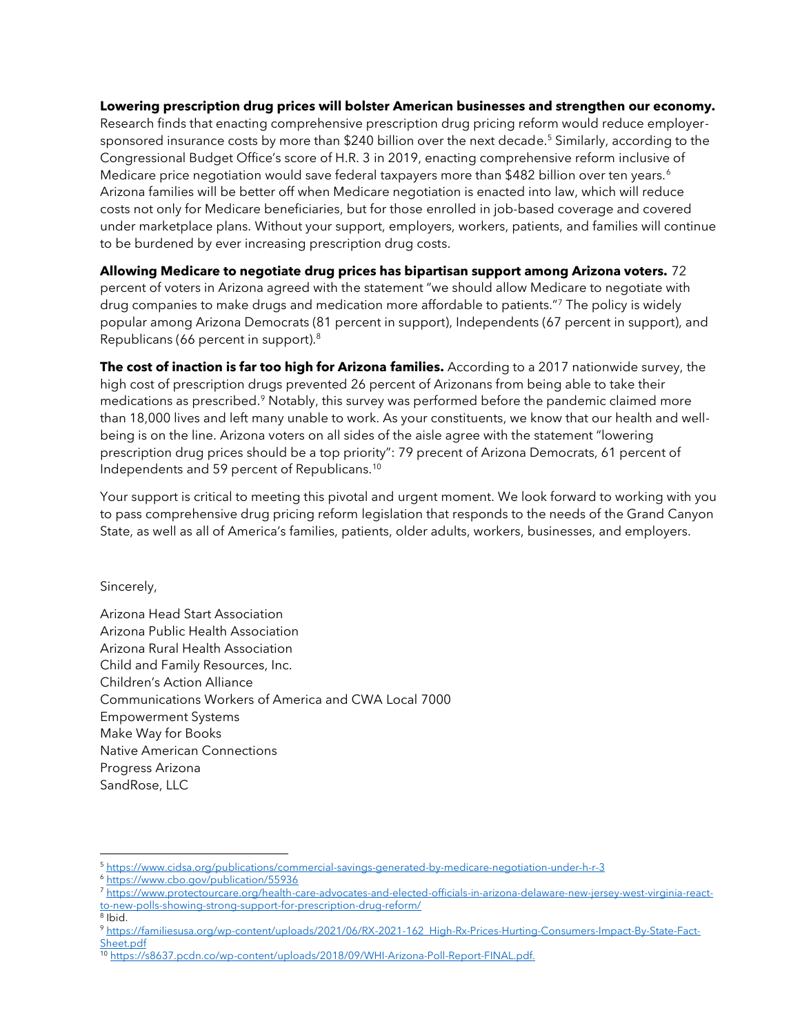**Lowering prescription drug prices will bolster American businesses and strengthen our economy.** Research finds that enacting comprehensive prescription drug pricing reform would reduce employer-sponsored insurance costs by more than $240 billion over the next decade.[5] Similarly, according to the Congressional Budget Office's score of H.R. 3 in 2019, enacting comprehensive reform inclusive of Medicare price negotiation would save federal taxpayers more than $482 billion over ten years.[6] Arizona families will be better off when Medicare negotiation is enacted into law, which will reduce costs not only for Medicare beneficiaries, but for those enrolled in job-based coverage and covered under marketplace plans. Without your support, employers, workers, patients, and families will continue to be burdened by ever increasing prescription drug costs.

**Allowing Medicare to negotiate drug prices has bipartisan support among Arizona voters.** 72 percent of voters in Arizona agreed with the statement "we should allow Medicare to negotiate with drug companies to make drugs and medication more affordable to patients."[7] The policy is widely popular among Arizona Democrats (81 percent in support), Independents (67 percent in support), and Republicans (66 percent in support).[8]

**The cost of inaction is far too high for Arizona families.** According to a 2017 nationwide survey, the high cost of prescription drugs prevented 26 percent of Arizonans from being able to take their medications as prescribed.[9] Notably, this survey was performed before the pandemic claimed more than 18,000 lives and left many unable to work. As your constituents, we know that our health and well-being is on the line. Arizona voters on all sides of the aisle agree with the statement "lowering prescription drug prices should be a top priority": 79 precent of Arizona Democrats, 61 percent of Independents and 59 percent of Republicans.[10]

Your support is critical to meeting this pivotal and urgent moment. We look forward to working with you to pass comprehensive drug pricing reform legislation that responds to the needs of the Grand Canyon State, as well as all of America's families, patients, older adults, workers, businesses, and employers.

Sincerely,

Arizona Head Start Association
Arizona Public Health Association
Arizona Rural Health Association
Child and Family Resources, Inc.
Children's Action Alliance
Communications Workers of America and CWA Local 7000
Empowerment Systems
Make Way for Books
Native American Connections
Progress Arizona
SandRose, LLC

---

[5] https://www.cidsa.org/publications/commercial-savings-generated-by-medicare-negotiation-under-h-r-3

[6] https://www.cbo.gov/publication/55936

[7] https://www.protectourcare.org/health-care-advocates-and-elected-officials-in-arizona-delaware-new-jersey-west-virginia-react-to-new-polls-showing-strong-support-for-prescription-drug-reform/

[8] Ibid.

[9] https://familiesusa.org/wp-content/uploads/2021/06/RX-2021-162_High-Rx-Prices-Hurting-Consumers-Impact-By-State-Fact-Sheet.pdf

[10] https://s8637.pcdn.co/wp-content/uploads/2018/09/WHI-Arizona-Poll-Report-FINAL.pdf.